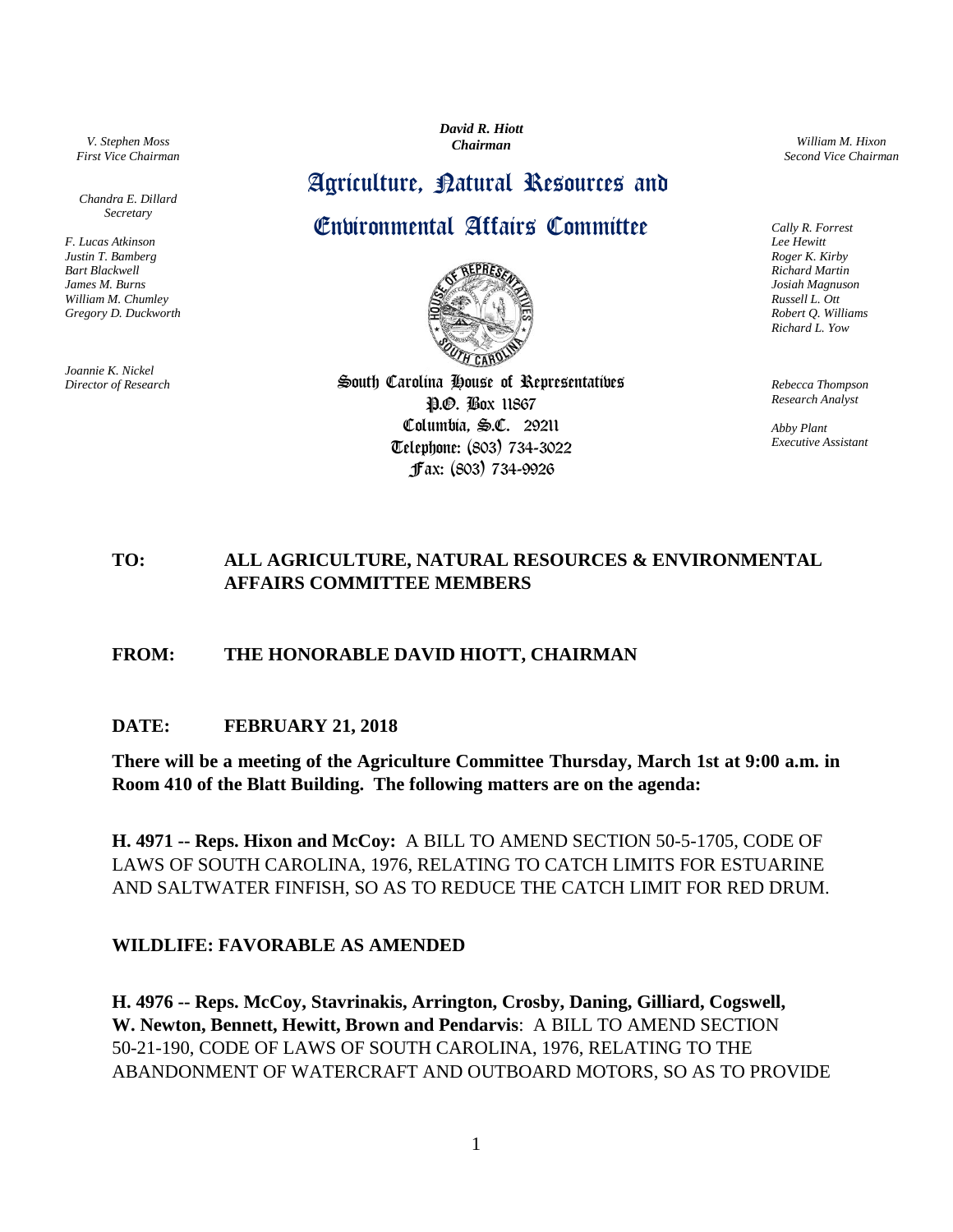*David R. Hiott*
*Chairman*

*V. Stephen Moss*
*First Vice Chairman*

*William M. Hixon*
*Second Vice Chairman*

*Chandra E. Dillard*
*Secretary*

# Agriculture, Natural Resources and Environmental Affairs Committee

*F. Lucas Atkinson*
*Justin T. Bamberg*
*Bart Blackwell*
*James M. Burns*
*William M. Chumley*
*Gregory D. Duckworth*

*Cally R. Forrest*
*Lee Hewitt*
*Roger K. Kirby*
*Richard Martin*
*Josiah Magnuson*
*Russell L. Ott*
*Robert Q. Williams*
*Richard L. Yow*

*Joannie K. Nickel*
*Director of Research*

South Carolina House of Representatives
P.O. Box 11867
Columbia, S.C. 29211
Telephone: (803) 734-3022
Fax: (803) 734-9926

*Rebecca Thompson*
*Research Analyst*

*Abby Plant*
*Executive Assistant*

**TO:** **ALL AGRICULTURE, NATURAL RESOURCES & ENVIRONMENTAL AFFAIRS COMMITTEE MEMBERS**

**FROM:** **THE HONORABLE DAVID HIOTT, CHAIRMAN**

**DATE:** **FEBRUARY 21, 2018**

**There will be a meeting of the Agriculture Committee Thursday, March 1st at 9:00 a.m. in Room 410 of the Blatt Building. The following matters are on the agenda:**

**H. 4971 -- Reps. Hixon and McCoy:** A BILL TO AMEND SECTION 50-5-1705, CODE OF LAWS OF SOUTH CAROLINA, 1976, RELATING TO CATCH LIMITS FOR ESTUARINE AND SALTWATER FINFISH, SO AS TO REDUCE THE CATCH LIMIT FOR RED DRUM.

**WILDLIFE: FAVORABLE AS AMENDED**

**H. 4976 -- Reps. McCoy, Stavrinakis, Arrington, Crosby, Daning, Gilliard, Cogswell, W. Newton, Bennett, Hewitt, Brown and Pendarvis**: A BILL TO AMEND SECTION 50-21-190, CODE OF LAWS OF SOUTH CAROLINA, 1976, RELATING TO THE ABANDONMENT OF WATERCRAFT AND OUTBOARD MOTORS, SO AS TO PROVIDE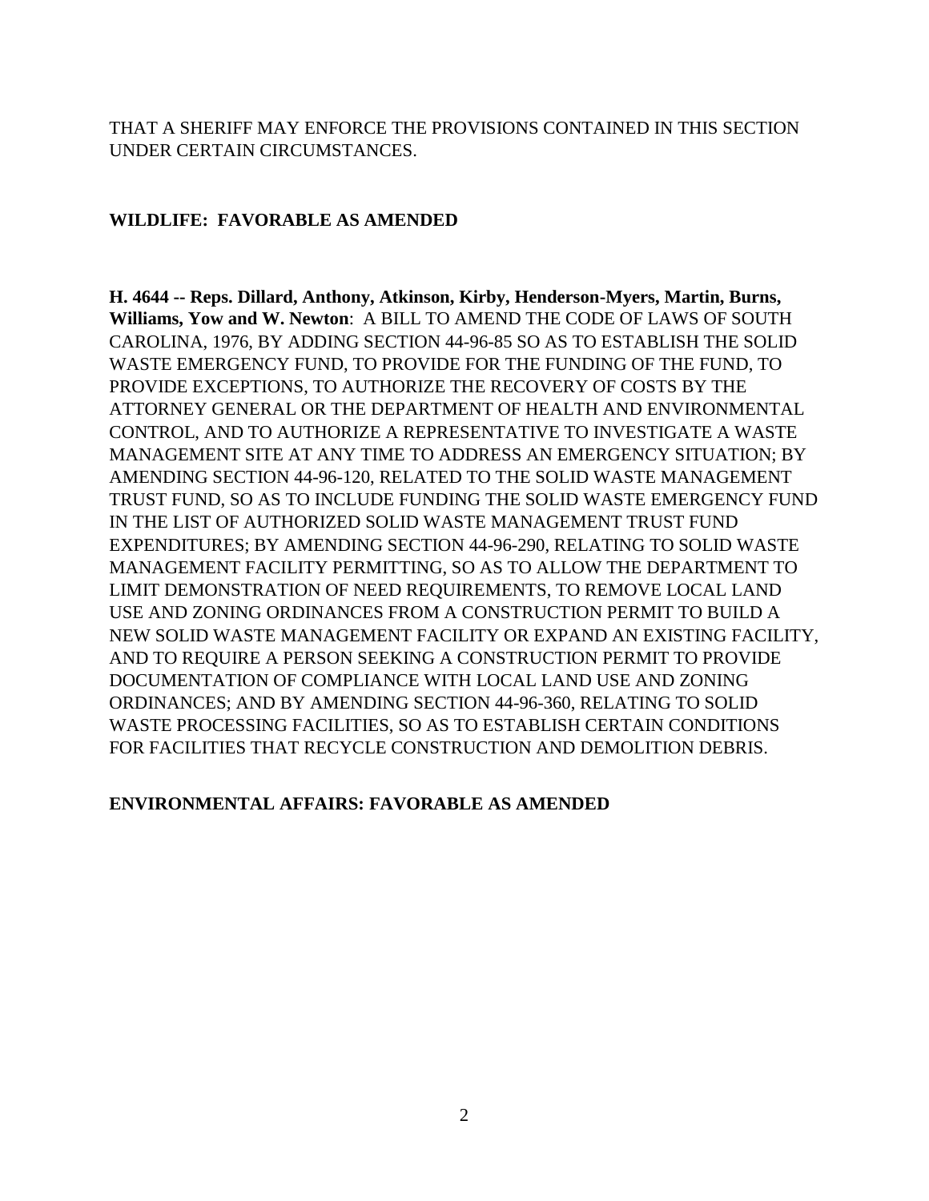THAT A SHERIFF MAY ENFORCE THE PROVISIONS CONTAINED IN THIS SECTION UNDER CERTAIN CIRCUMSTANCES.

**WILDLIFE: FAVORABLE AS AMENDED**

**H. 4644 -- Reps. Dillard, Anthony, Atkinson, Kirby, Henderson-Myers, Martin, Burns, Williams, Yow and W. Newton**: A BILL TO AMEND THE CODE OF LAWS OF SOUTH CAROLINA, 1976, BY ADDING SECTION 44-96-85 SO AS TO ESTABLISH THE SOLID WASTE EMERGENCY FUND, TO PROVIDE FOR THE FUNDING OF THE FUND, TO PROVIDE EXCEPTIONS, TO AUTHORIZE THE RECOVERY OF COSTS BY THE ATTORNEY GENERAL OR THE DEPARTMENT OF HEALTH AND ENVIRONMENTAL CONTROL, AND TO AUTHORIZE A REPRESENTATIVE TO INVESTIGATE A WASTE MANAGEMENT SITE AT ANY TIME TO ADDRESS AN EMERGENCY SITUATION; BY AMENDING SECTION 44-96-120, RELATED TO THE SOLID WASTE MANAGEMENT TRUST FUND, SO AS TO INCLUDE FUNDING THE SOLID WASTE EMERGENCY FUND IN THE LIST OF AUTHORIZED SOLID WASTE MANAGEMENT TRUST FUND EXPENDITURES; BY AMENDING SECTION 44-96-290, RELATING TO SOLID WASTE MANAGEMENT FACILITY PERMITTING, SO AS TO ALLOW THE DEPARTMENT TO LIMIT DEMONSTRATION OF NEED REQUIREMENTS, TO REMOVE LOCAL LAND USE AND ZONING ORDINANCES FROM A CONSTRUCTION PERMIT TO BUILD A NEW SOLID WASTE MANAGEMENT FACILITY OR EXPAND AN EXISTING FACILITY, AND TO REQUIRE A PERSON SEEKING A CONSTRUCTION PERMIT TO PROVIDE DOCUMENTATION OF COMPLIANCE WITH LOCAL LAND USE AND ZONING ORDINANCES; AND BY AMENDING SECTION 44-96-360, RELATING TO SOLID WASTE PROCESSING FACILITIES, SO AS TO ESTABLISH CERTAIN CONDITIONS FOR FACILITIES THAT RECYCLE CONSTRUCTION AND DEMOLITION DEBRIS.

**ENVIRONMENTAL AFFAIRS: FAVORABLE AS AMENDED**